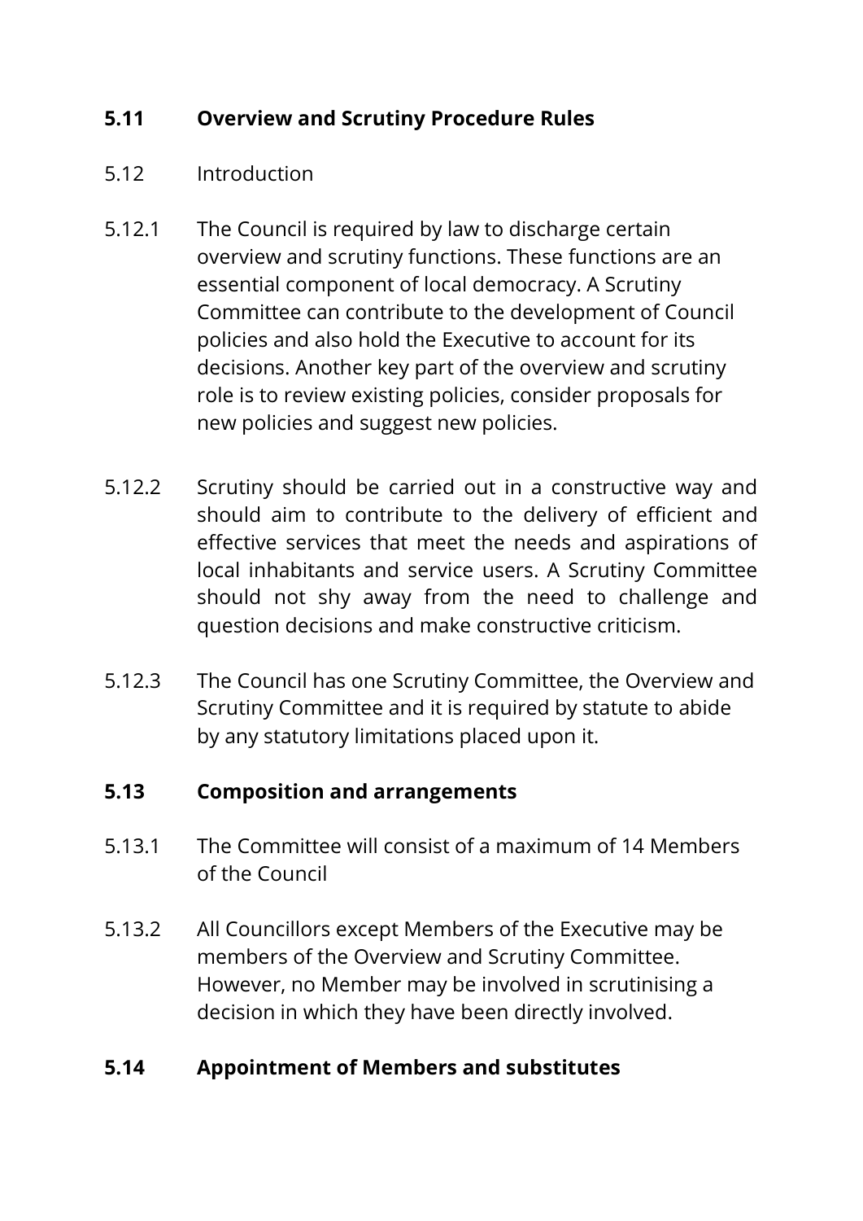## 5.11 Overview and Scrutiny Procedure Rules

5.12 Introduction

5.12.1 The Council is required by law to discharge certain overview and scrutiny functions. These functions are an essential component of local democracy. A Scrutiny Committee can contribute to the development of Council policies and also hold the Executive to account for its decisions. Another key part of the overview and scrutiny role is to review existing policies, consider proposals for new policies and suggest new policies.

5.12.2 Scrutiny should be carried out in a constructive way and should aim to contribute to the delivery of efficient and effective services that meet the needs and aspirations of local inhabitants and service users. A Scrutiny Committee should not shy away from the need to challenge and question decisions and make constructive criticism.

5.12.3 The Council has one Scrutiny Committee, the Overview and Scrutiny Committee and it is required by statute to abide by any statutory limitations placed upon it.

## 5.13 Composition and arrangements

5.13.1 The Committee will consist of a maximum of 14 Members of the Council

5.13.2 All Councillors except Members of the Executive may be members of the Overview and Scrutiny Committee. However, no Member may be involved in scrutinising a decision in which they have been directly involved.

## 5.14 Appointment of Members and substitutes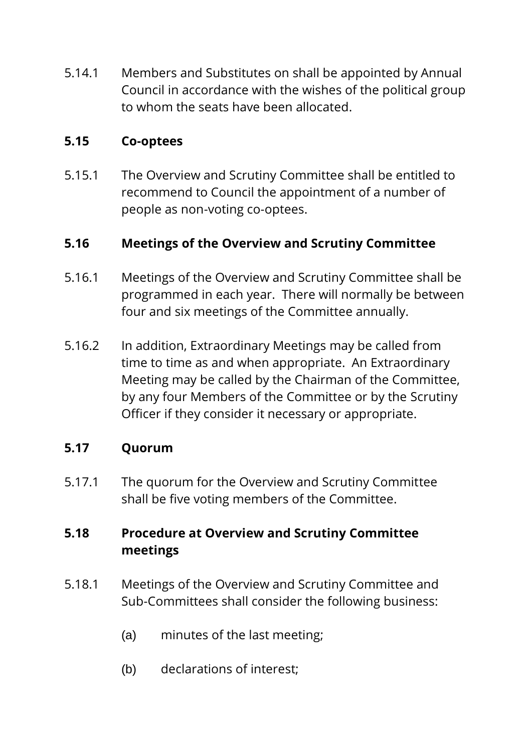5.14.1 Members and Substitutes on shall be appointed by Annual Council in accordance with the wishes of the political group to whom the seats have been allocated.

**5.15 Co-optees**

5.15.1 The Overview and Scrutiny Committee shall be entitled to recommend to Council the appointment of a number of people as non-voting co-optees.

**5.16 Meetings of the Overview and Scrutiny Committee**

5.16.1 Meetings of the Overview and Scrutiny Committee shall be programmed in each year. There will normally be between four and six meetings of the Committee annually.

5.16.2 In addition, Extraordinary Meetings may be called from time to time as and when appropriate. An Extraordinary Meeting may be called by the Chairman of the Committee, by any four Members of the Committee or by the Scrutiny Officer if they consider it necessary or appropriate.

**5.17 Quorum**

5.17.1 The quorum for the Overview and Scrutiny Committee shall be five voting members of the Committee.

**5.18 Procedure at Overview and Scrutiny Committee meetings**

5.18.1 Meetings of the Overview and Scrutiny Committee and Sub-Committees shall consider the following business:

(a) minutes of the last meeting;

(b) declarations of interest;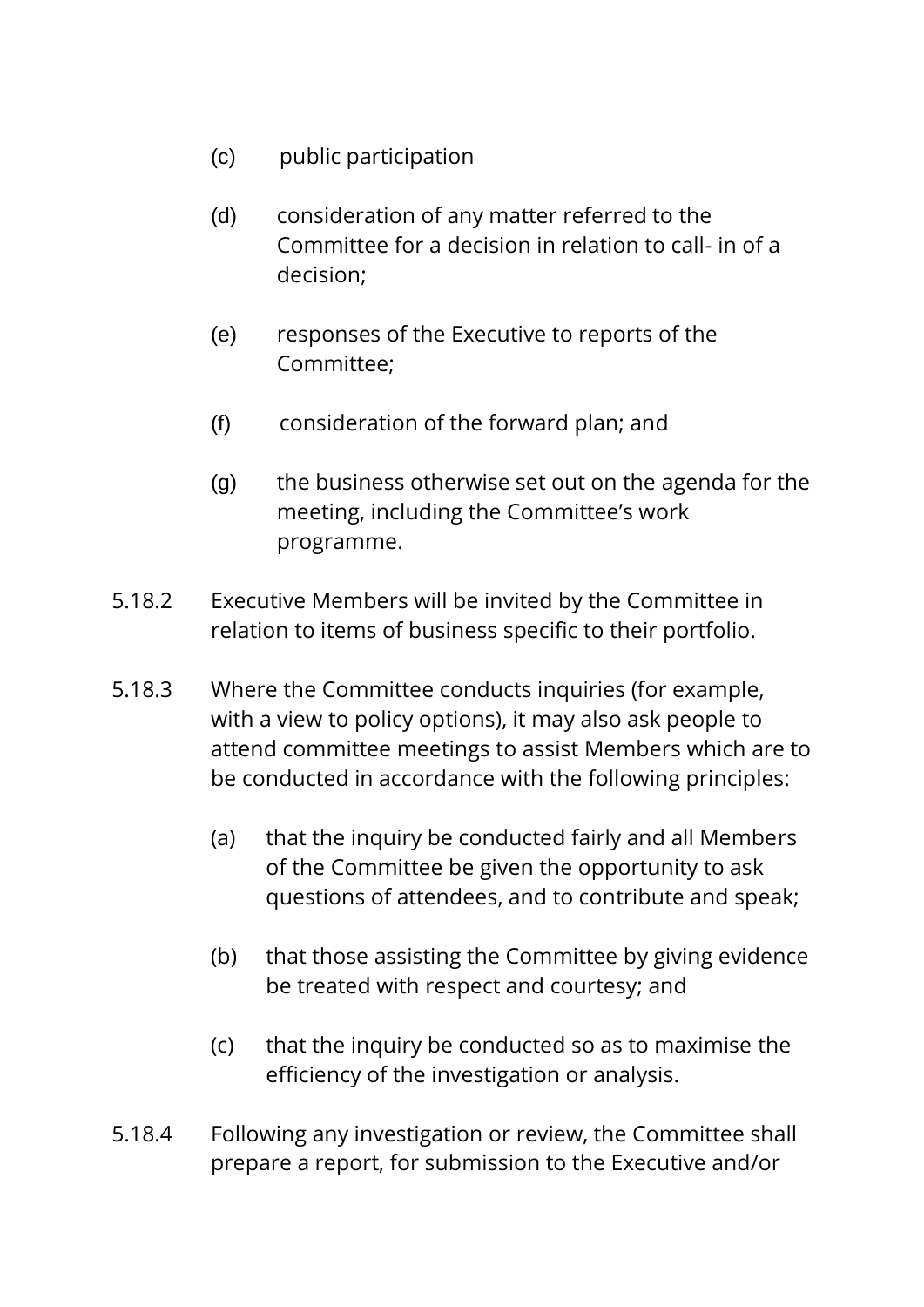(c) public participation

(d) consideration of any matter referred to the Committee for a decision in relation to call- in of a decision;

(e) responses of the Executive to reports of the Committee;

(f) consideration of the forward plan; and

(g) the business otherwise set out on the agenda for the meeting, including the Committee's work programme.

5.18.2 Executive Members will be invited by the Committee in relation to items of business specific to their portfolio.

5.18.3 Where the Committee conducts inquiries (for example, with a view to policy options), it may also ask people to attend committee meetings to assist Members which are to be conducted in accordance with the following principles:

(a) that the inquiry be conducted fairly and all Members of the Committee be given the opportunity to ask questions of attendees, and to contribute and speak;

(b) that those assisting the Committee by giving evidence be treated with respect and courtesy; and

(c) that the inquiry be conducted so as to maximise the efficiency of the investigation or analysis.

5.18.4 Following any investigation or review, the Committee shall prepare a report, for submission to the Executive and/or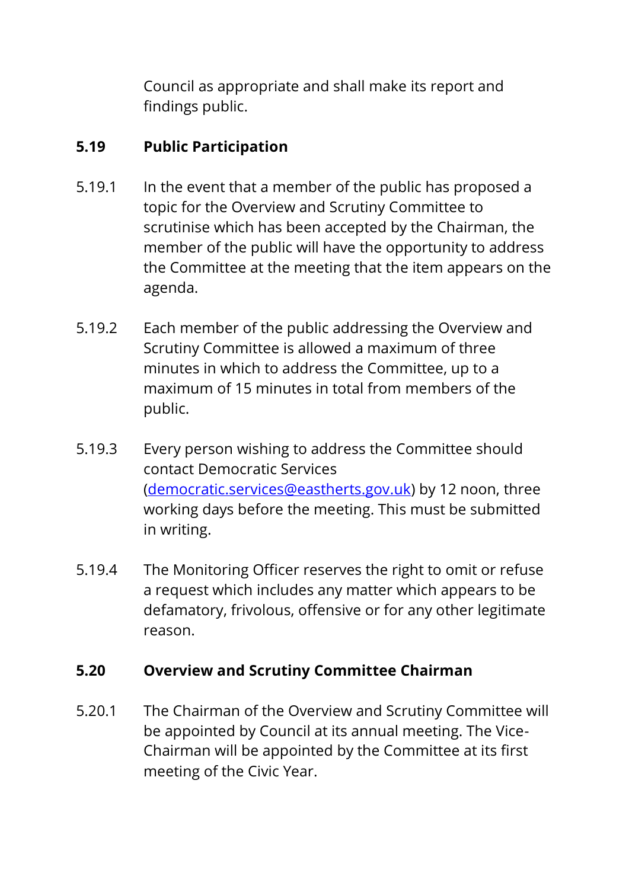Council as appropriate and shall make its report and findings public.

**5.19 Public Participation**

5.19.1 In the event that a member of the public has proposed a topic for the Overview and Scrutiny Committee to scrutinise which has been accepted by the Chairman, the member of the public will have the opportunity to address the Committee at the meeting that the item appears on the agenda.

5.19.2 Each member of the public addressing the Overview and Scrutiny Committee is allowed a maximum of three minutes in which to address the Committee, up to a maximum of 15 minutes in total from members of the public.

5.19.3 Every person wishing to address the Committee should contact Democratic Services (democratic.services@eastherts.gov.uk) by 12 noon, three working days before the meeting. This must be submitted in writing.

5.19.4 The Monitoring Officer reserves the right to omit or refuse a request which includes any matter which appears to be defamatory, frivolous, offensive or for any other legitimate reason.

**5.20 Overview and Scrutiny Committee Chairman**

5.20.1 The Chairman of the Overview and Scrutiny Committee will be appointed by Council at its annual meeting. The Vice-Chairman will be appointed by the Committee at its first meeting of the Civic Year.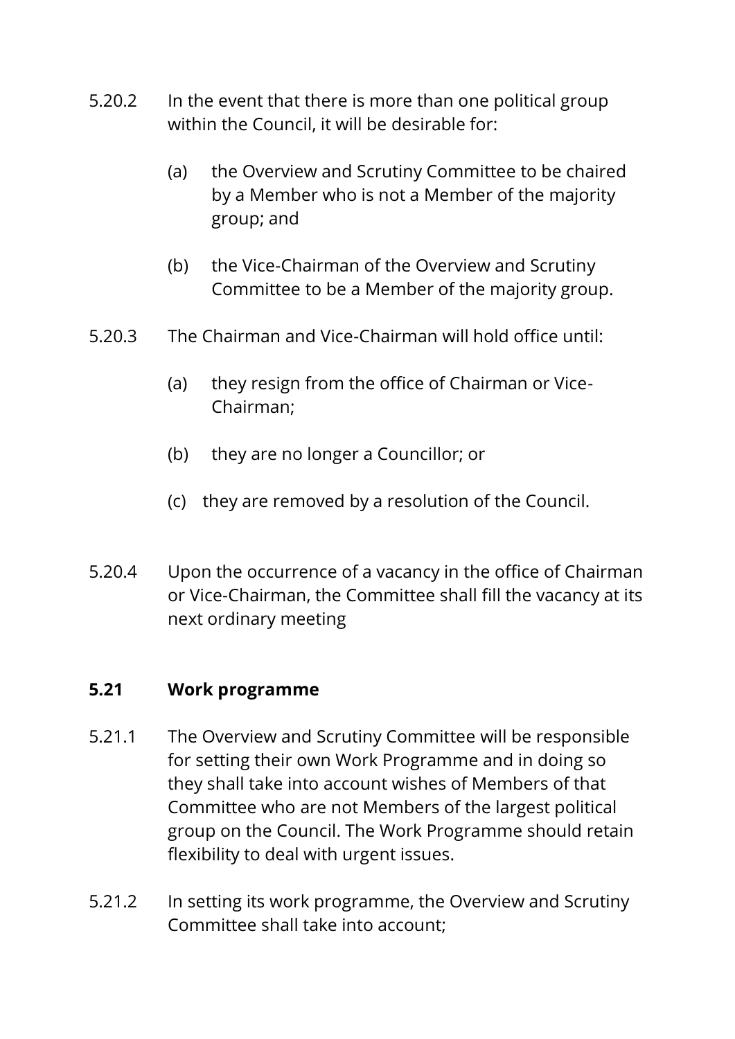5.20.2 In the event that there is more than one political group within the Council, it will be desirable for:

(a) the Overview and Scrutiny Committee to be chaired by a Member who is not a Member of the majority group; and

(b) the Vice-Chairman of the Overview and Scrutiny Committee to be a Member of the majority group.

5.20.3 The Chairman and Vice-Chairman will hold office until:

(a) they resign from the office of Chairman or Vice-Chairman;

(b) they are no longer a Councillor; or

(c) they are removed by a resolution of the Council.

5.20.4 Upon the occurrence of a vacancy in the office of Chairman or Vice-Chairman, the Committee shall fill the vacancy at its next ordinary meeting

## 5.21 Work programme

5.21.1 The Overview and Scrutiny Committee will be responsible for setting their own Work Programme and in doing so they shall take into account wishes of Members of that Committee who are not Members of the largest political group on the Council. The Work Programme should retain flexibility to deal with urgent issues.

5.21.2 In setting its work programme, the Overview and Scrutiny Committee shall take into account;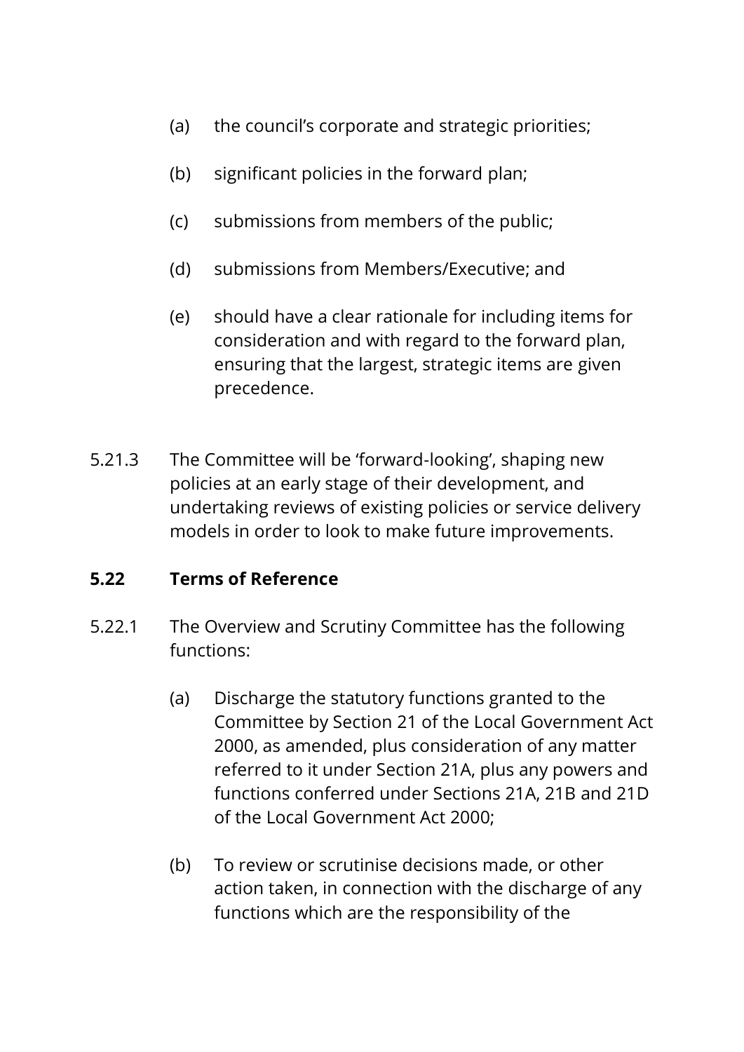(a) the council's corporate and strategic priorities;

(b) significant policies in the forward plan;

(c) submissions from members of the public;

(d) submissions from Members/Executive; and

(e) should have a clear rationale for including items for consideration and with regard to the forward plan, ensuring that the largest, strategic items are given precedence.

5.21.3 The Committee will be 'forward-looking', shaping new policies at an early stage of their development, and undertaking reviews of existing policies or service delivery models in order to look to make future improvements.

### 5.22 Terms of Reference

5.22.1 The Overview and Scrutiny Committee has the following functions:

(a) Discharge the statutory functions granted to the Committee by Section 21 of the Local Government Act 2000, as amended, plus consideration of any matter referred to it under Section 21A, plus any powers and functions conferred under Sections 21A, 21B and 21D of the Local Government Act 2000;

(b) To review or scrutinise decisions made, or other action taken, in connection with the discharge of any functions which are the responsibility of the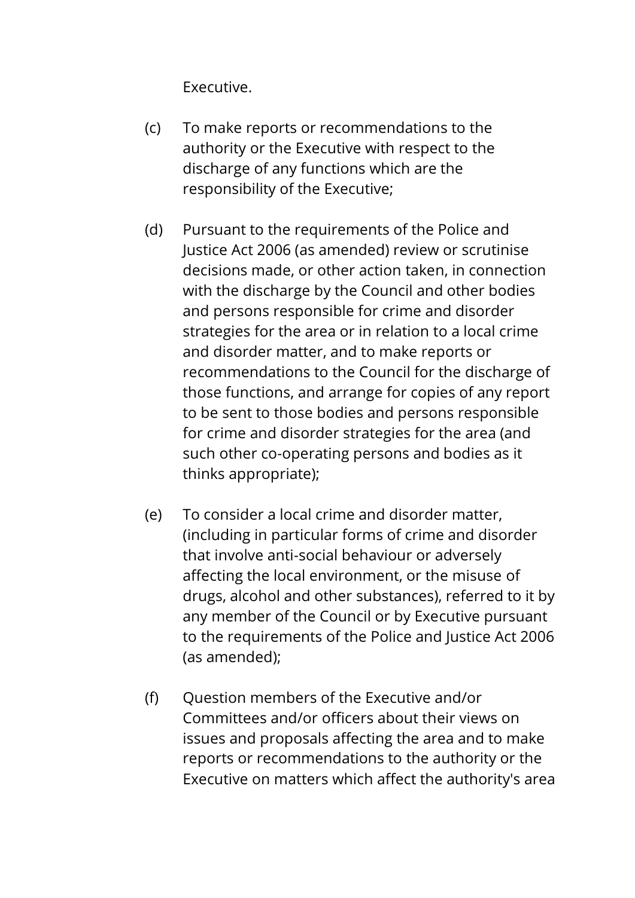Executive.

(c) To make reports or recommendations to the authority or the Executive with respect to the discharge of any functions which are the responsibility of the Executive;

(d) Pursuant to the requirements of the Police and Justice Act 2006 (as amended) review or scrutinise decisions made, or other action taken, in connection with the discharge by the Council and other bodies and persons responsible for crime and disorder strategies for the area or in relation to a local crime and disorder matter, and to make reports or recommendations to the Council for the discharge of those functions, and arrange for copies of any report to be sent to those bodies and persons responsible for crime and disorder strategies for the area (and such other co-operating persons and bodies as it thinks appropriate);

(e) To consider a local crime and disorder matter, (including in particular forms of crime and disorder that involve anti-social behaviour or adversely affecting the local environment, or the misuse of drugs, alcohol and other substances), referred to it by any member of the Council or by Executive pursuant to the requirements of the Police and Justice Act 2006 (as amended);

(f) Question members of the Executive and/or Committees and/or officers about their views on issues and proposals affecting the area and to make reports or recommendations to the authority or the Executive on matters which affect the authority's area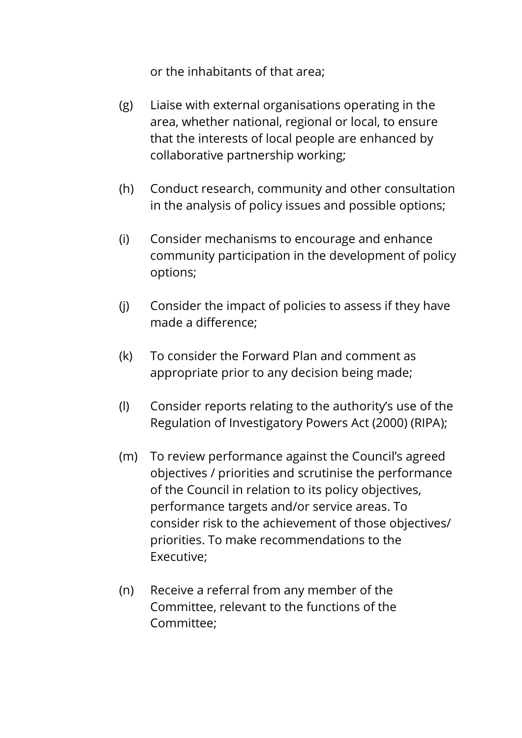or the inhabitants of that area;

(g) Liaise with external organisations operating in the area, whether national, regional or local, to ensure that the interests of local people are enhanced by collaborative partnership working;

(h) Conduct research, community and other consultation in the analysis of policy issues and possible options;

(i) Consider mechanisms to encourage and enhance community participation in the development of policy options;

(j) Consider the impact of policies to assess if they have made a difference;

(k) To consider the Forward Plan and comment as appropriate prior to any decision being made;

(l) Consider reports relating to the authority's use of the Regulation of Investigatory Powers Act (2000) (RIPA);

(m) To review performance against the Council's agreed objectives / priorities and scrutinise the performance of the Council in relation to its policy objectives, performance targets and/or service areas. To consider risk to the achievement of those objectives/ priorities. To make recommendations to the Executive;

(n) Receive a referral from any member of the Committee, relevant to the functions of the Committee;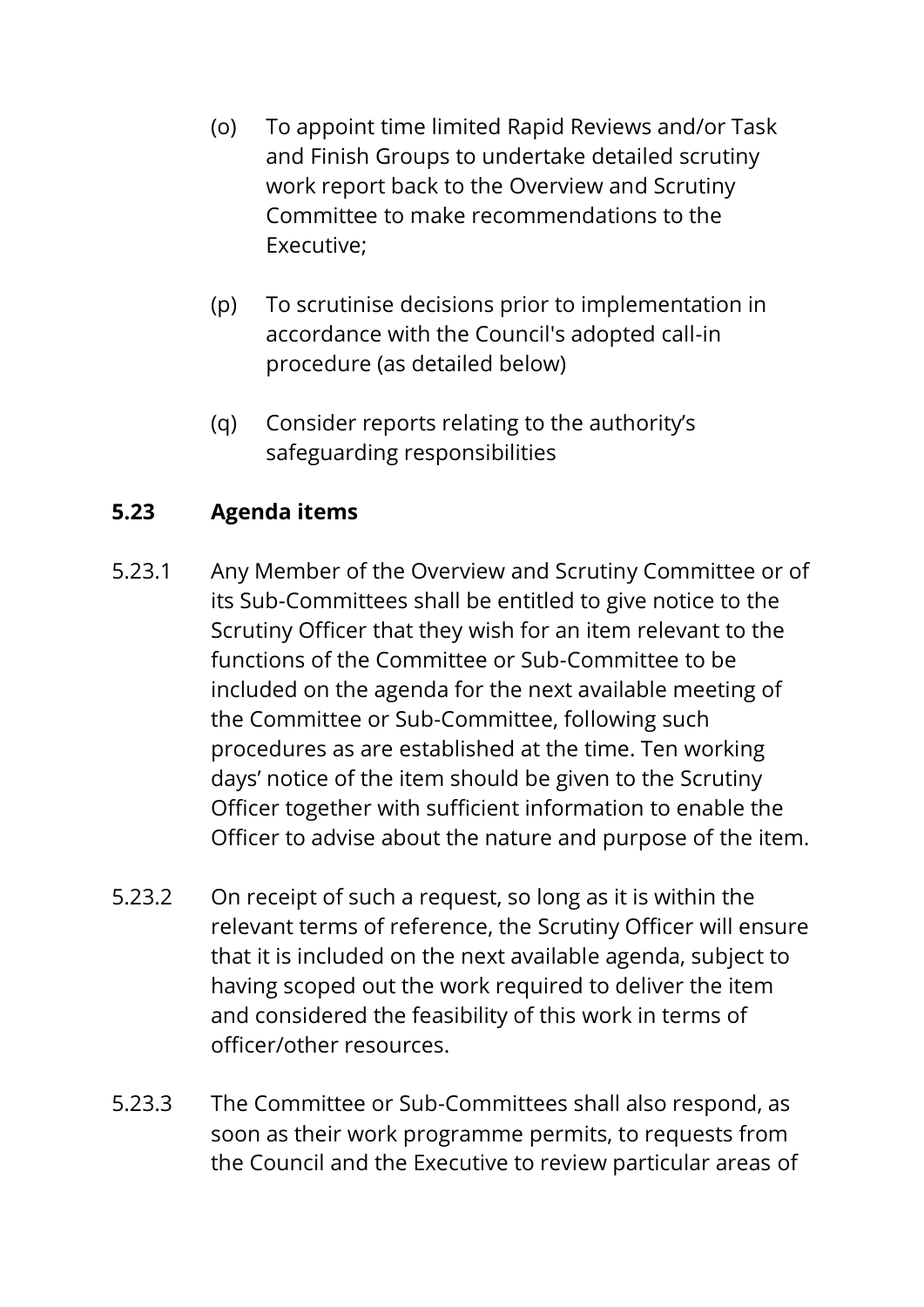(o) To appoint time limited Rapid Reviews and/or Task and Finish Groups to undertake detailed scrutiny work report back to the Overview and Scrutiny Committee to make recommendations to the Executive;

(p) To scrutinise decisions prior to implementation in accordance with the Council's adopted call-in procedure (as detailed below)

(q) Consider reports relating to the authority's safeguarding responsibilities

## 5.23 Agenda items

5.23.1 Any Member of the Overview and Scrutiny Committee or of its Sub-Committees shall be entitled to give notice to the Scrutiny Officer that they wish for an item relevant to the functions of the Committee or Sub-Committee to be included on the agenda for the next available meeting of the Committee or Sub-Committee, following such procedures as are established at the time. Ten working days' notice of the item should be given to the Scrutiny Officer together with sufficient information to enable the Officer to advise about the nature and purpose of the item.

5.23.2 On receipt of such a request, so long as it is within the relevant terms of reference, the Scrutiny Officer will ensure that it is included on the next available agenda, subject to having scoped out the work required to deliver the item and considered the feasibility of this work in terms of officer/other resources.

5.23.3 The Committee or Sub-Committees shall also respond, as soon as their work programme permits, to requests from the Council and the Executive to review particular areas of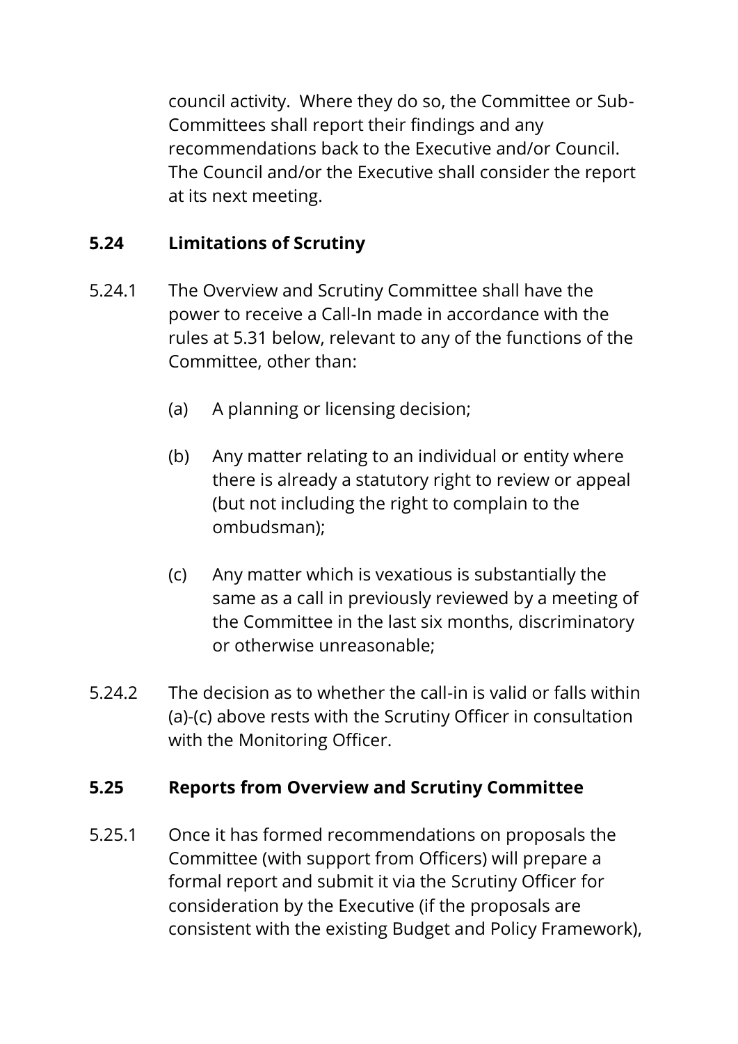council activity. Where they do so, the Committee or Sub-Committees shall report their findings and any recommendations back to the Executive and/or Council. The Council and/or the Executive shall consider the report at its next meeting.

## 5.24 Limitations of Scrutiny

5.24.1 The Overview and Scrutiny Committee shall have the power to receive a Call-In made in accordance with the rules at 5.31 below, relevant to any of the functions of the Committee, other than:

(a) A planning or licensing decision;

(b) Any matter relating to an individual or entity where there is already a statutory right to review or appeal (but not including the right to complain to the ombudsman);

(c) Any matter which is vexatious is substantially the same as a call in previously reviewed by a meeting of the Committee in the last six months, discriminatory or otherwise unreasonable;

5.24.2 The decision as to whether the call-in is valid or falls within (a)-(c) above rests with the Scrutiny Officer in consultation with the Monitoring Officer.

## 5.25 Reports from Overview and Scrutiny Committee

5.25.1 Once it has formed recommendations on proposals the Committee (with support from Officers) will prepare a formal report and submit it via the Scrutiny Officer for consideration by the Executive (if the proposals are consistent with the existing Budget and Policy Framework),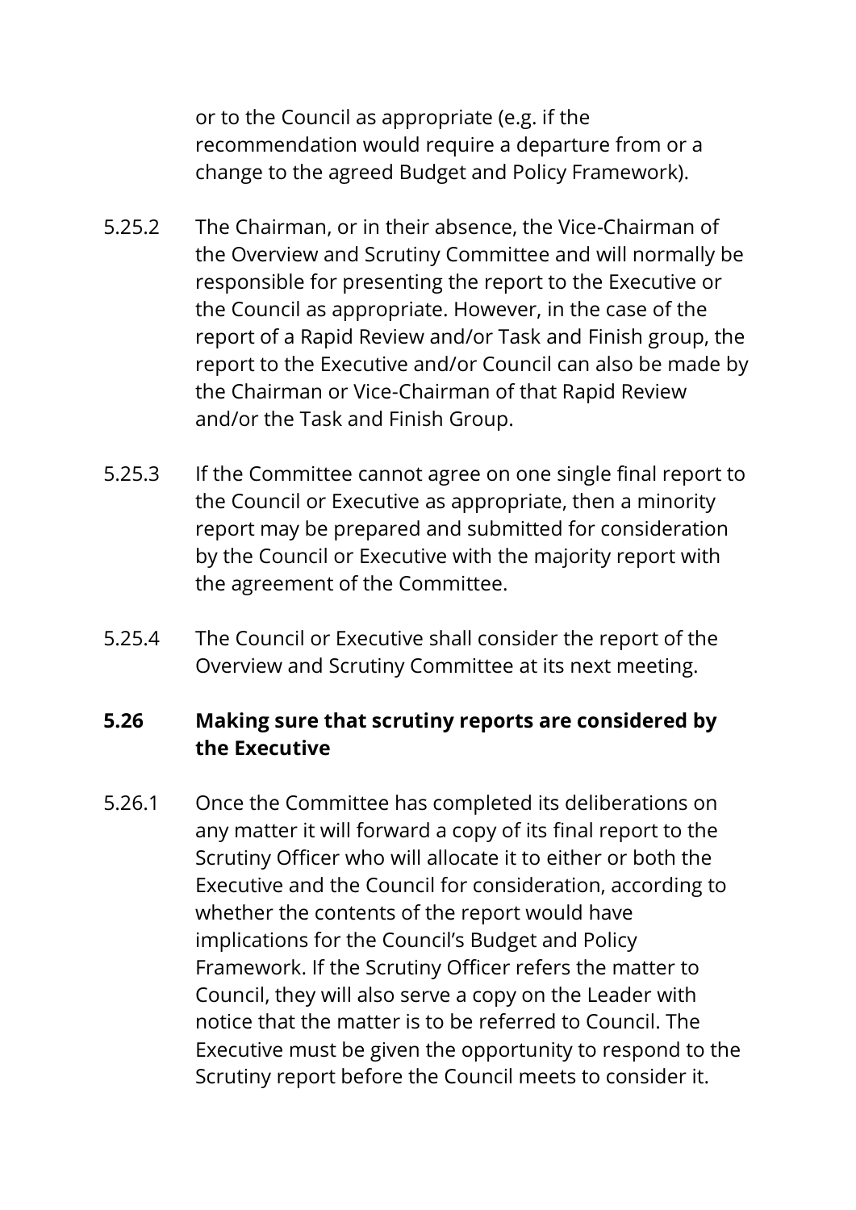or to the Council as appropriate (e.g. if the recommendation would require a departure from or a change to the agreed Budget and Policy Framework).

5.25.2 The Chairman, or in their absence, the Vice-Chairman of the Overview and Scrutiny Committee and will normally be responsible for presenting the report to the Executive or the Council as appropriate. However, in the case of the report of a Rapid Review and/or Task and Finish group, the report to the Executive and/or Council can also be made by the Chairman or Vice-Chairman of that Rapid Review and/or the Task and Finish Group.

5.25.3 If the Committee cannot agree on one single final report to the Council or Executive as appropriate, then a minority report may be prepared and submitted for consideration by the Council or Executive with the majority report with the agreement of the Committee.

5.25.4 The Council or Executive shall consider the report of the Overview and Scrutiny Committee at its next meeting.

### 5.26 Making sure that scrutiny reports are considered by the Executive

5.26.1 Once the Committee has completed its deliberations on any matter it will forward a copy of its final report to the Scrutiny Officer who will allocate it to either or both the Executive and the Council for consideration, according to whether the contents of the report would have implications for the Council's Budget and Policy Framework. If the Scrutiny Officer refers the matter to Council, they will also serve a copy on the Leader with notice that the matter is to be referred to Council. The Executive must be given the opportunity to respond to the Scrutiny report before the Council meets to consider it.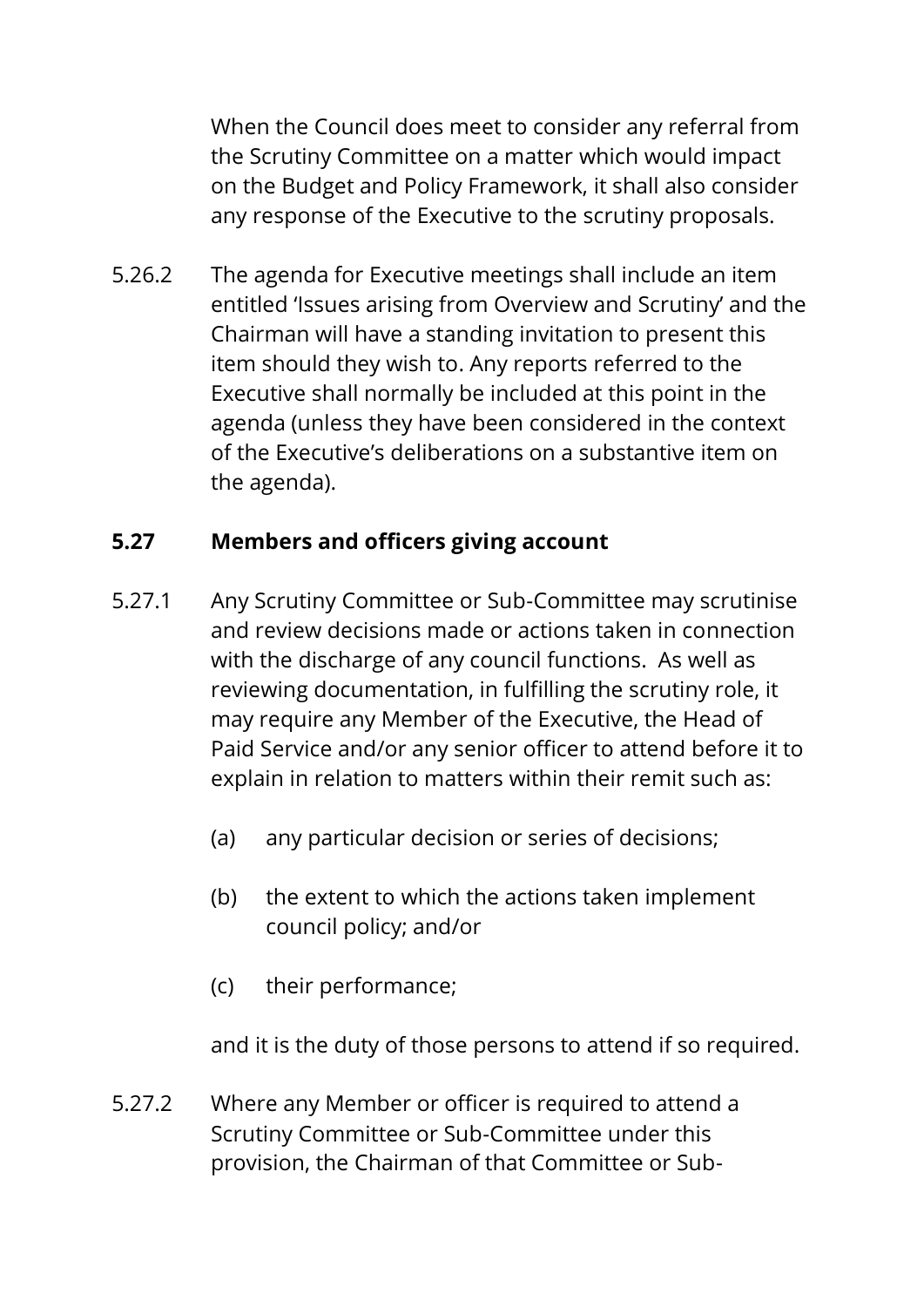When the Council does meet to consider any referral from the Scrutiny Committee on a matter which would impact on the Budget and Policy Framework, it shall also consider any response of the Executive to the scrutiny proposals.

5.26.2 The agenda for Executive meetings shall include an item entitled 'Issues arising from Overview and Scrutiny' and the Chairman will have a standing invitation to present this item should they wish to. Any reports referred to the Executive shall normally be included at this point in the agenda (unless they have been considered in the context of the Executive's deliberations on a substantive item on the agenda).

## 5.27 Members and officers giving account

5.27.1 Any Scrutiny Committee or Sub-Committee may scrutinise and review decisions made or actions taken in connection with the discharge of any council functions. As well as reviewing documentation, in fulfilling the scrutiny role, it may require any Member of the Executive, the Head of Paid Service and/or any senior officer to attend before it to explain in relation to matters within their remit such as:

(a) any particular decision or series of decisions;

(b) the extent to which the actions taken implement council policy; and/or

(c) their performance;

and it is the duty of those persons to attend if so required.

5.27.2 Where any Member or officer is required to attend a Scrutiny Committee or Sub-Committee under this provision, the Chairman of that Committee or Sub-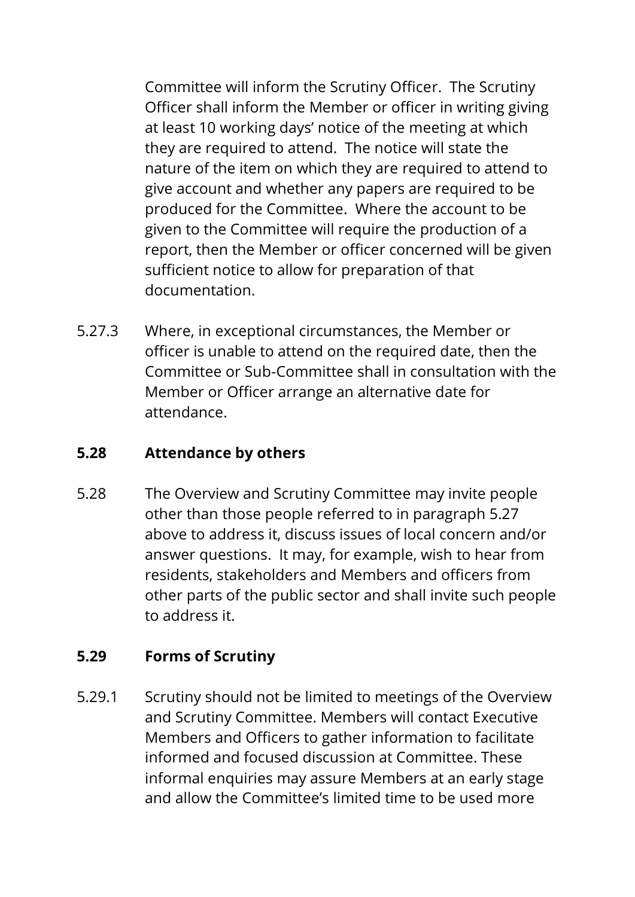Committee will inform the Scrutiny Officer. The Scrutiny Officer shall inform the Member or officer in writing giving at least 10 working days' notice of the meeting at which they are required to attend. The notice will state the nature of the item on which they are required to attend to give account and whether any papers are required to be produced for the Committee. Where the account to be given to the Committee will require the production of a report, then the Member or officer concerned will be given sufficient notice to allow for preparation of that documentation.

5.27.3 Where, in exceptional circumstances, the Member or officer is unable to attend on the required date, then the Committee or Sub-Committee shall in consultation with the Member or Officer arrange an alternative date for attendance.

**5.28 Attendance by others**

5.28 The Overview and Scrutiny Committee may invite people other than those people referred to in paragraph 5.27 above to address it, discuss issues of local concern and/or answer questions. It may, for example, wish to hear from residents, stakeholders and Members and officers from other parts of the public sector and shall invite such people to address it.

**5.29 Forms of Scrutiny**

5.29.1 Scrutiny should not be limited to meetings of the Overview and Scrutiny Committee. Members will contact Executive Members and Officers to gather information to facilitate informed and focused discussion at Committee. These informal enquiries may assure Members at an early stage and allow the Committee's limited time to be used more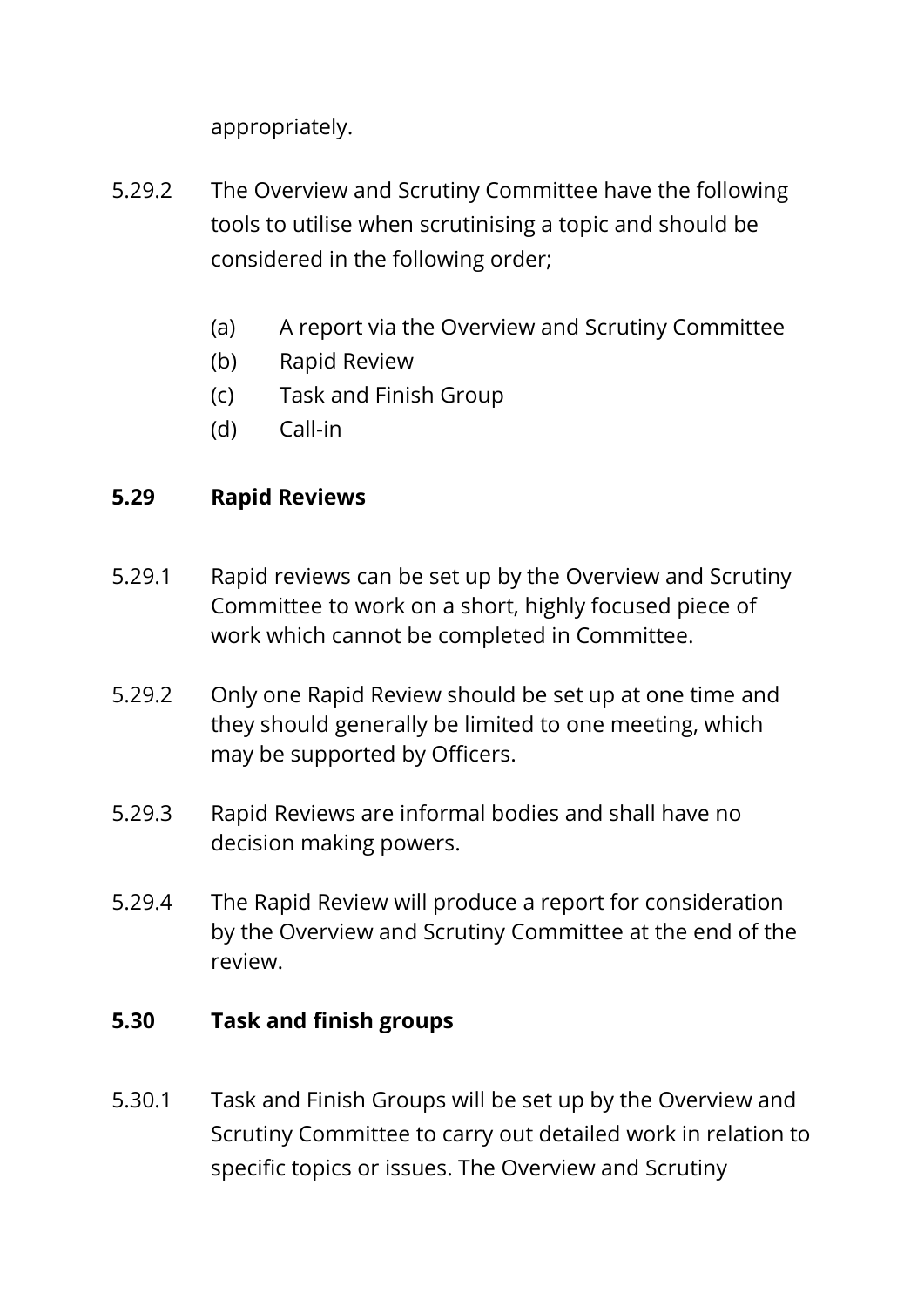appropriately.

5.29.2 The Overview and Scrutiny Committee have the following tools to utilise when scrutinising a topic and should be considered in the following order;

(a) A report via the Overview and Scrutiny Committee
(b) Rapid Review
(c) Task and Finish Group
(d) Call-in

**5.29 Rapid Reviews**

5.29.1 Rapid reviews can be set up by the Overview and Scrutiny Committee to work on a short, highly focused piece of work which cannot be completed in Committee.

5.29.2 Only one Rapid Review should be set up at one time and they should generally be limited to one meeting, which may be supported by Officers.

5.29.3 Rapid Reviews are informal bodies and shall have no decision making powers.

5.29.4 The Rapid Review will produce a report for consideration by the Overview and Scrutiny Committee at the end of the review.

**5.30 Task and finish groups**

5.30.1 Task and Finish Groups will be set up by the Overview and Scrutiny Committee to carry out detailed work in relation to specific topics or issues. The Overview and Scrutiny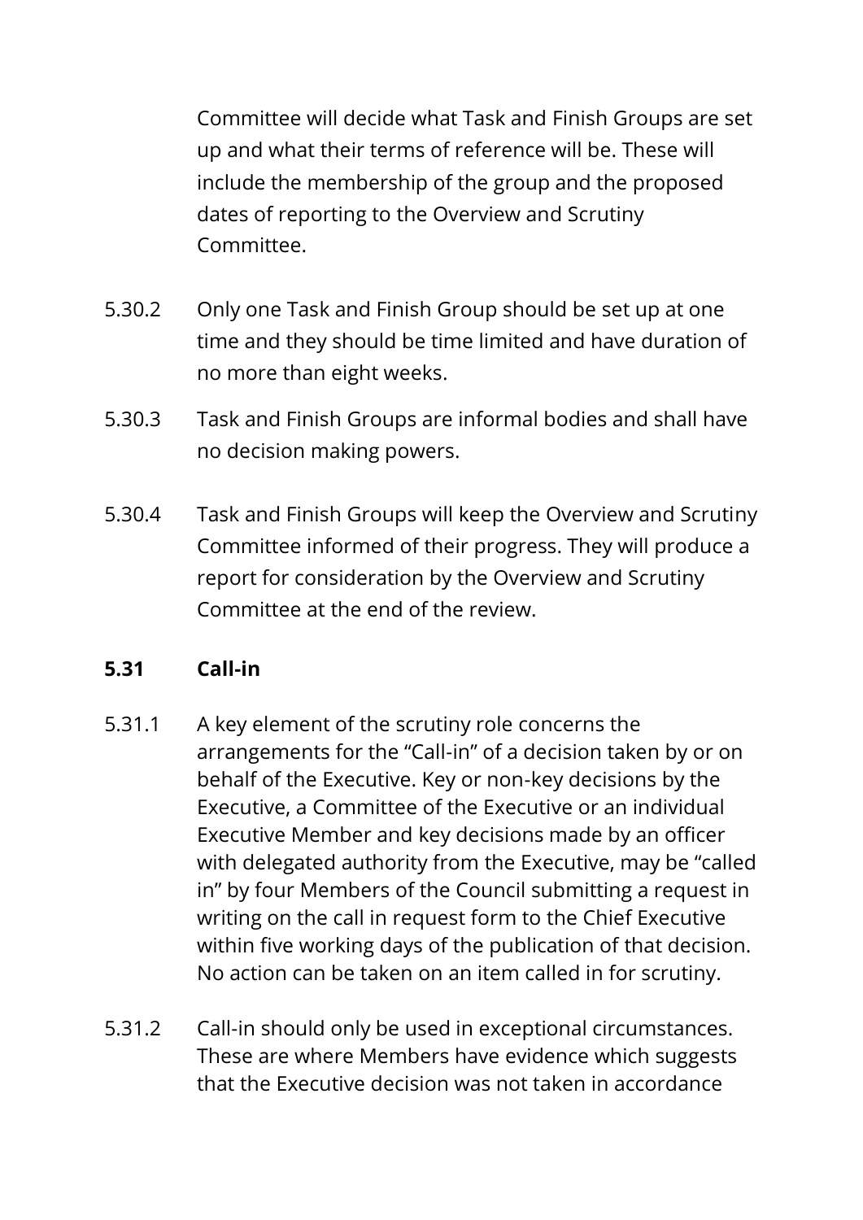Committee will decide what Task and Finish Groups are set up and what their terms of reference will be. These will include the membership of the group and the proposed dates of reporting to the Overview and Scrutiny Committee.

5.30.2 Only one Task and Finish Group should be set up at one time and they should be time limited and have duration of no more than eight weeks.

5.30.3 Task and Finish Groups are informal bodies and shall have no decision making powers.

5.30.4 Task and Finish Groups will keep the Overview and Scrutiny Committee informed of their progress. They will produce a report for consideration by the Overview and Scrutiny Committee at the end of the review.

### 5.31 Call-in

5.31.1 A key element of the scrutiny role concerns the arrangements for the "Call-in" of a decision taken by or on behalf of the Executive. Key or non-key decisions by the Executive, a Committee of the Executive or an individual Executive Member and key decisions made by an officer with delegated authority from the Executive, may be "called in" by four Members of the Council submitting a request in writing on the call in request form to the Chief Executive within five working days of the publication of that decision. No action can be taken on an item called in for scrutiny.

5.31.2 Call-in should only be used in exceptional circumstances. These are where Members have evidence which suggests that the Executive decision was not taken in accordance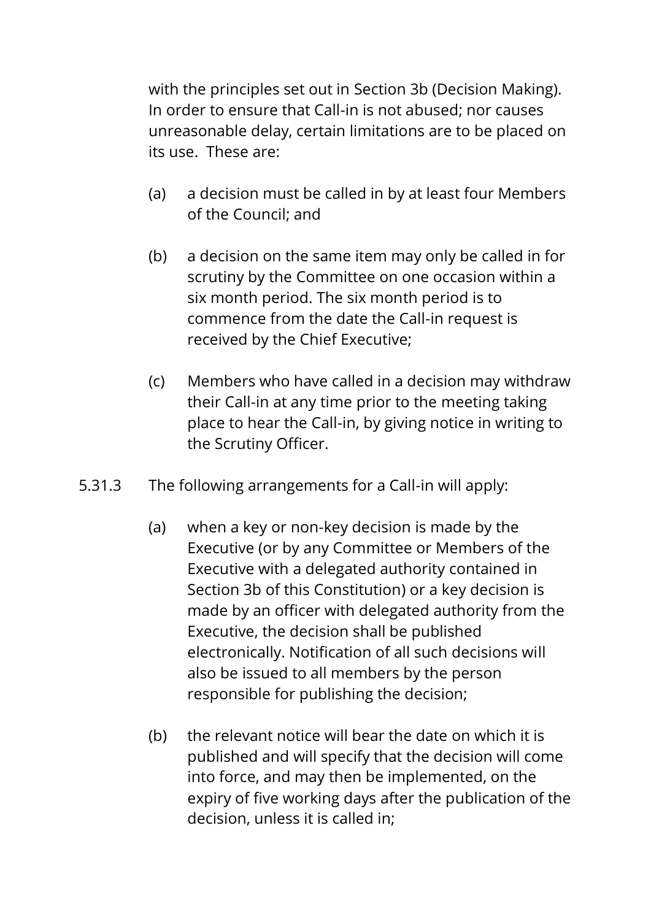with the principles set out in Section 3b (Decision Making). In order to ensure that Call-in is not abused; nor causes unreasonable delay, certain limitations are to be placed on its use. These are:

(a) a decision must be called in by at least four Members of the Council; and

(b) a decision on the same item may only be called in for scrutiny by the Committee on one occasion within a six month period. The six month period is to commence from the date the Call-in request is received by the Chief Executive;

(c) Members who have called in a decision may withdraw their Call-in at any time prior to the meeting taking place to hear the Call-in, by giving notice in writing to the Scrutiny Officer.

5.31.3 The following arrangements for a Call-in will apply:

(a) when a key or non-key decision is made by the Executive (or by any Committee or Members of the Executive with a delegated authority contained in Section 3b of this Constitution) or a key decision is made by an officer with delegated authority from the Executive, the decision shall be published electronically. Notification of all such decisions will also be issued to all members by the person responsible for publishing the decision;

(b) the relevant notice will bear the date on which it is published and will specify that the decision will come into force, and may then be implemented, on the expiry of five working days after the publication of the decision, unless it is called in;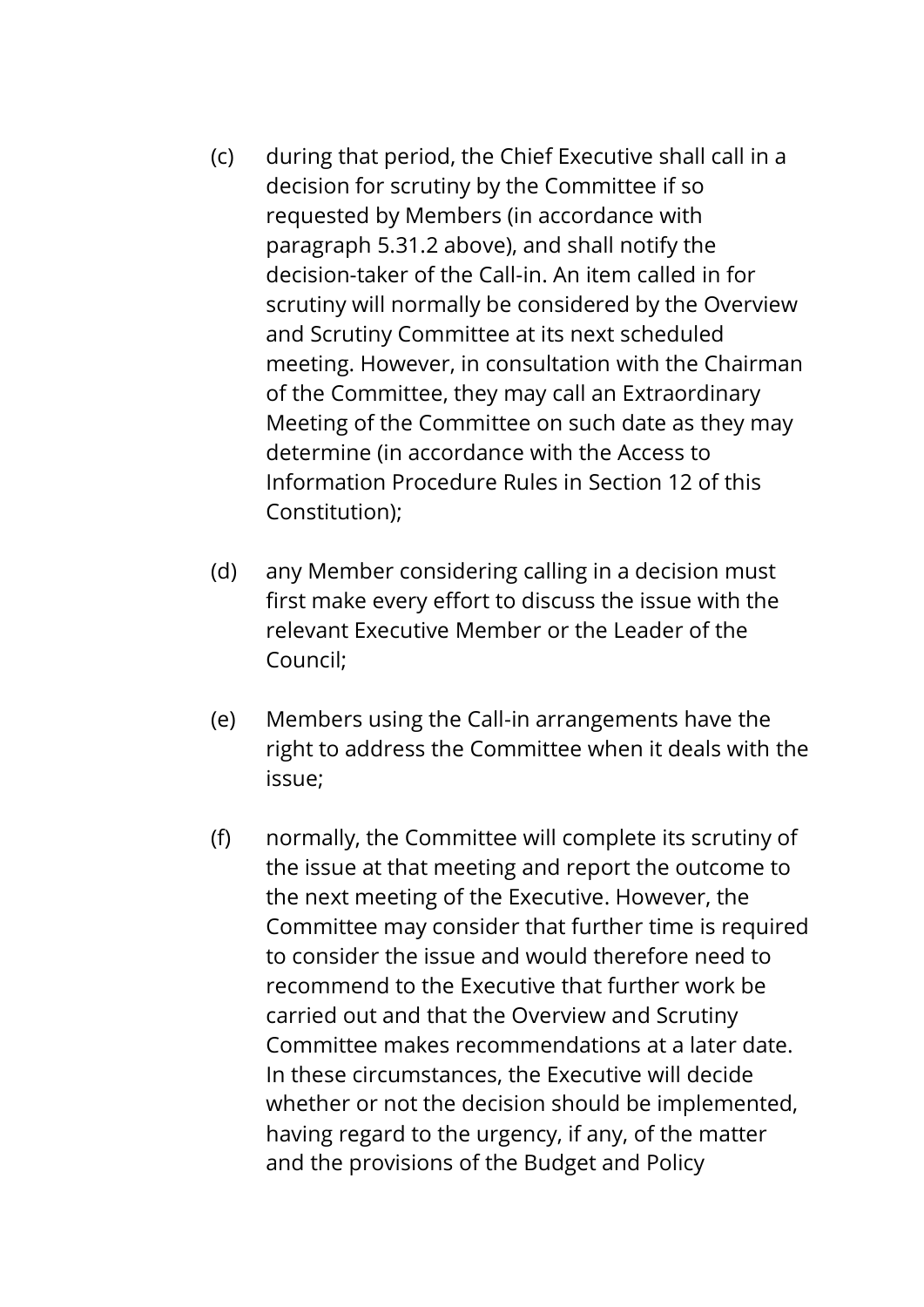(c) during that period, the Chief Executive shall call in a decision for scrutiny by the Committee if so requested by Members (in accordance with paragraph 5.31.2 above), and shall notify the decision-taker of the Call-in. An item called in for scrutiny will normally be considered by the Overview and Scrutiny Committee at its next scheduled meeting. However, in consultation with the Chairman of the Committee, they may call an Extraordinary Meeting of the Committee on such date as they may determine (in accordance with the Access to Information Procedure Rules in Section 12 of this Constitution);

(d) any Member considering calling in a decision must first make every effort to discuss the issue with the relevant Executive Member or the Leader of the Council;

(e) Members using the Call-in arrangements have the right to address the Committee when it deals with the issue;

(f) normally, the Committee will complete its scrutiny of the issue at that meeting and report the outcome to the next meeting of the Executive. However, the Committee may consider that further time is required to consider the issue and would therefore need to recommend to the Executive that further work be carried out and that the Overview and Scrutiny Committee makes recommendations at a later date. In these circumstances, the Executive will decide whether or not the decision should be implemented, having regard to the urgency, if any, of the matter and the provisions of the Budget and Policy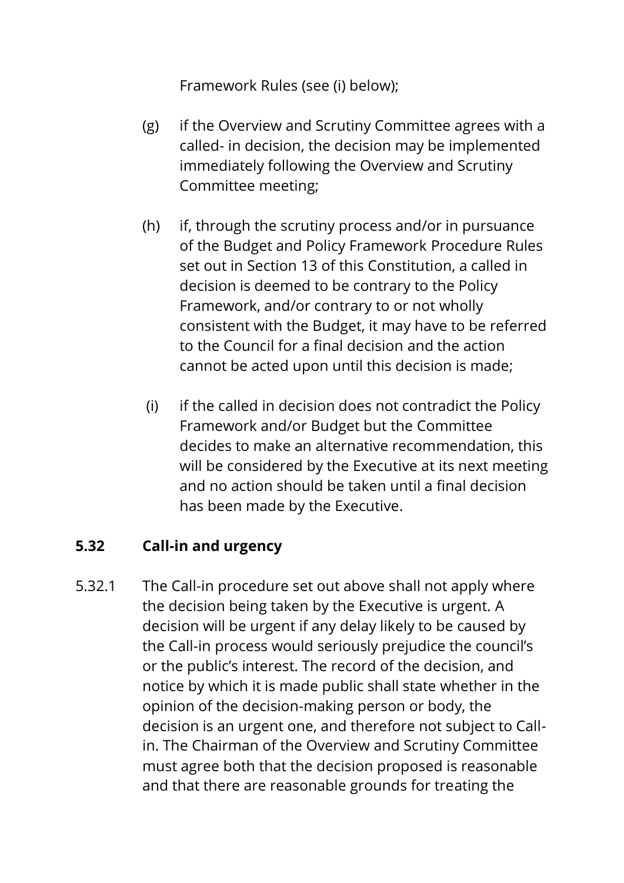Framework Rules (see (i) below);

(g) if the Overview and Scrutiny Committee agrees with a called- in decision, the decision may be implemented immediately following the Overview and Scrutiny Committee meeting;

(h) if, through the scrutiny process and/or in pursuance of the Budget and Policy Framework Procedure Rules set out in Section 13 of this Constitution, a called in decision is deemed to be contrary to the Policy Framework, and/or contrary to or not wholly consistent with the Budget, it may have to be referred to the Council for a final decision and the action cannot be acted upon until this decision is made;

(i) if the called in decision does not contradict the Policy Framework and/or Budget but the Committee decides to make an alternative recommendation, this will be considered by the Executive at its next meeting and no action should be taken until a final decision has been made by the Executive.

## 5.32 Call-in and urgency

5.32.1 The Call-in procedure set out above shall not apply where the decision being taken by the Executive is urgent. A decision will be urgent if any delay likely to be caused by the Call-in process would seriously prejudice the council's or the public's interest. The record of the decision, and notice by which it is made public shall state whether in the opinion of the decision-making person or body, the decision is an urgent one, and therefore not subject to Call-in. The Chairman of the Overview and Scrutiny Committee must agree both that the decision proposed is reasonable and that there are reasonable grounds for treating the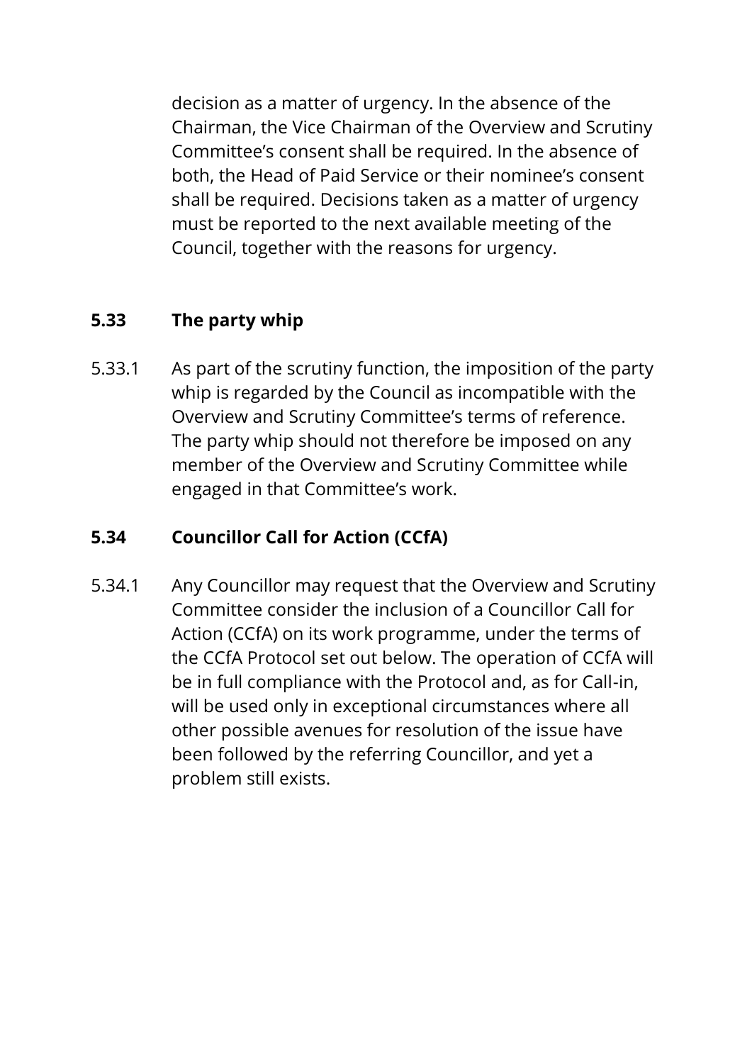decision as a matter of urgency. In the absence of the Chairman, the Vice Chairman of the Overview and Scrutiny Committee's consent shall be required. In the absence of both, the Head of Paid Service or their nominee's consent shall be required. Decisions taken as a matter of urgency must be reported to the next available meeting of the Council, together with the reasons for urgency.

## 5.33 The party whip

5.33.1 As part of the scrutiny function, the imposition of the party whip is regarded by the Council as incompatible with the Overview and Scrutiny Committee's terms of reference. The party whip should not therefore be imposed on any member of the Overview and Scrutiny Committee while engaged in that Committee's work.

## 5.34 Councillor Call for Action (CCfA)

5.34.1 Any Councillor may request that the Overview and Scrutiny Committee consider the inclusion of a Councillor Call for Action (CCfA) on its work programme, under the terms of the CCfA Protocol set out below. The operation of CCfA will be in full compliance with the Protocol and, as for Call-in, will be used only in exceptional circumstances where all other possible avenues for resolution of the issue have been followed by the referring Councillor, and yet a problem still exists.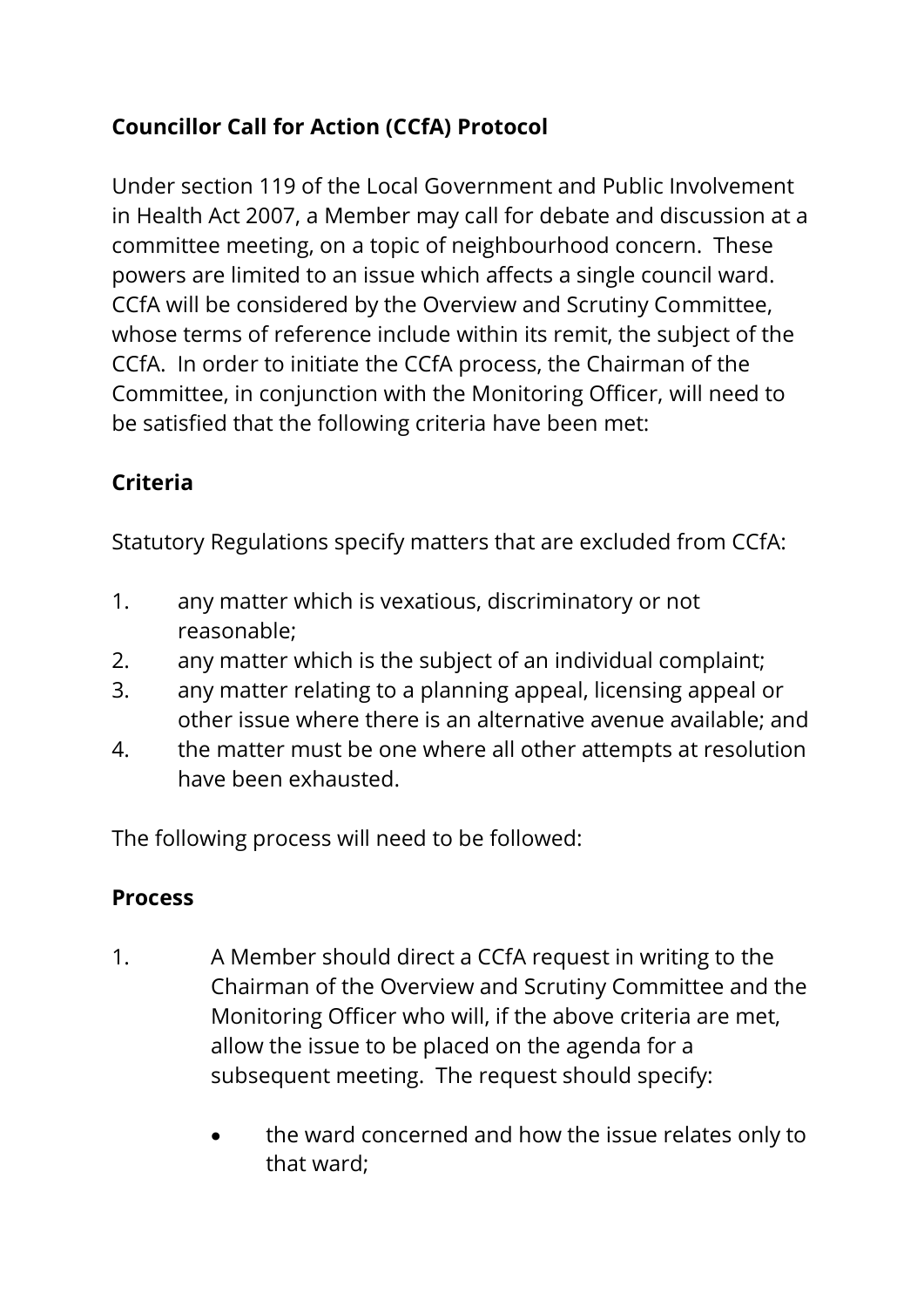**Councillor Call for Action (CCfA) Protocol**

Under section 119 of the Local Government and Public Involvement in Health Act 2007, a Member may call for debate and discussion at a committee meeting, on a topic of neighbourhood concern. These powers are limited to an issue which affects a single council ward. CCfA will be considered by the Overview and Scrutiny Committee, whose terms of reference include within its remit, the subject of the CCfA. In order to initiate the CCfA process, the Chairman of the Committee, in conjunction with the Monitoring Officer, will need to be satisfied that the following criteria have been met:

**Criteria**

Statutory Regulations specify matters that are excluded from CCfA:

1. any matter which is vexatious, discriminatory or not reasonable;
2. any matter which is the subject of an individual complaint;
3. any matter relating to a planning appeal, licensing appeal or other issue where there is an alternative avenue available; and
4. the matter must be one where all other attempts at resolution have been exhausted.

The following process will need to be followed:

**Process**

1. A Member should direct a CCfA request in writing to the Chairman of the Overview and Scrutiny Committee and the Monitoring Officer who will, if the above criteria are met, allow the issue to be placed on the agenda for a subsequent meeting. The request should specify:

    - the ward concerned and how the issue relates only to that ward;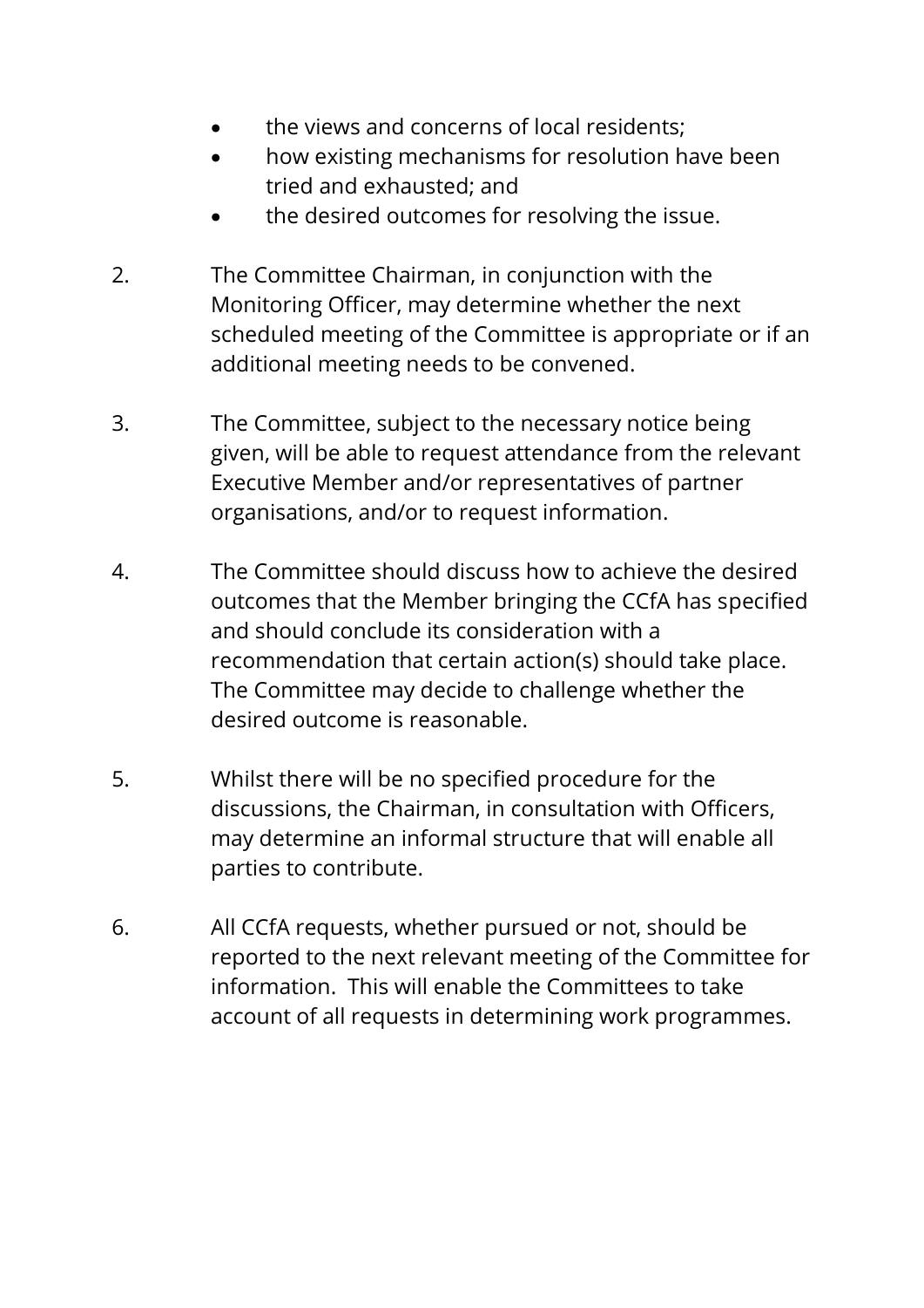- the views and concerns of local residents;
- how existing mechanisms for resolution have been tried and exhausted; and
- the desired outcomes for resolving the issue.

2. The Committee Chairman, in conjunction with the Monitoring Officer, may determine whether the next scheduled meeting of the Committee is appropriate or if an additional meeting needs to be convened.

3. The Committee, subject to the necessary notice being given, will be able to request attendance from the relevant Executive Member and/or representatives of partner organisations, and/or to request information.

4. The Committee should discuss how to achieve the desired outcomes that the Member bringing the CCfA has specified and should conclude its consideration with a recommendation that certain action(s) should take place. The Committee may decide to challenge whether the desired outcome is reasonable.

5. Whilst there will be no specified procedure for the discussions, the Chairman, in consultation with Officers, may determine an informal structure that will enable all parties to contribute.

6. All CCfA requests, whether pursued or not, should be reported to the next relevant meeting of the Committee for information. This will enable the Committees to take account of all requests in determining work programmes.